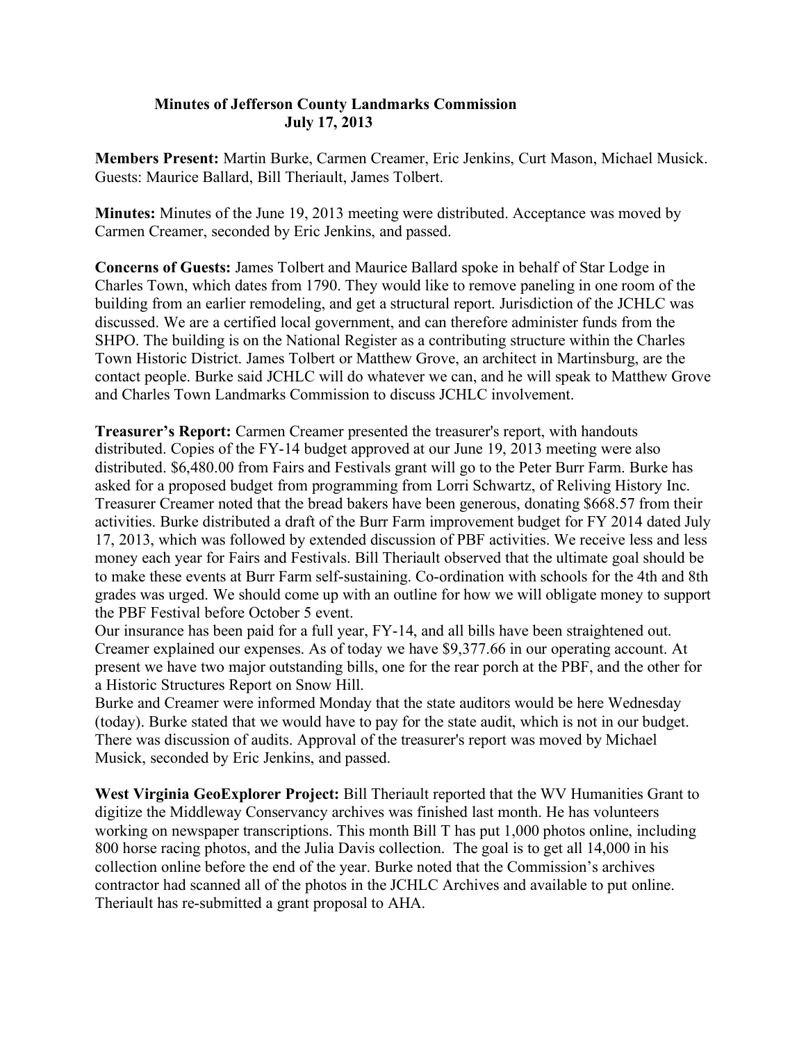# Minutes of Jefferson County Landmarks Commission
## July 17, 2013

**Members Present:** Martin Burke, Carmen Creamer, Eric Jenkins, Curt Mason, Michael Musick. Guests: Maurice Ballard, Bill Theriault, James Tolbert.

**Minutes:** Minutes of the June 19, 2013 meeting were distributed. Acceptance was moved by Carmen Creamer, seconded by Eric Jenkins, and passed.

**Concerns of Guests:** James Tolbert and Maurice Ballard spoke in behalf of Star Lodge in Charles Town, which dates from 1790. They would like to remove paneling in one room of the building from an earlier remodeling, and get a structural report. Jurisdiction of the JCHLC was discussed. We are a certified local government, and can therefore administer funds from the SHPO. The building is on the National Register as a contributing structure within the Charles Town Historic District. James Tolbert or Matthew Grove, an architect in Martinsburg, are the contact people. Burke said JCHLC will do whatever we can, and he will speak to Matthew Grove and Charles Town Landmarks Commission to discuss JCHLC involvement.

**Treasurer's Report:** Carmen Creamer presented the treasurer's report, with handouts distributed. Copies of the FY-14 budget approved at our June 19, 2013 meeting were also distributed. $6,480.00 from Fairs and Festivals grant will go to the Peter Burr Farm. Burke has asked for a proposed budget from programming from Lorri Schwartz, of Reliving History Inc. Treasurer Creamer noted that the bread bakers have been generous, donating $668.57 from their activities. Burke distributed a draft of the Burr Farm improvement budget for FY 2014 dated July 17, 2013, which was followed by extended discussion of PBF activities. We receive less and less money each year for Fairs and Festivals. Bill Theriault observed that the ultimate goal should be to make these events at Burr Farm self-sustaining. Co-ordination with schools for the 4th and 8th grades was urged. We should come up with an outline for how we will obligate money to support the PBF Festival before October 5 event.

Our insurance has been paid for a full year, FY-14, and all bills have been straightened out. Creamer explained our expenses. As of today we have $9,377.66 in our operating account. At present we have two major outstanding bills, one for the rear porch at the PBF, and the other for a Historic Structures Report on Snow Hill.

Burke and Creamer were informed Monday that the state auditors would be here Wednesday (today). Burke stated that we would have to pay for the state audit, which is not in our budget. There was discussion of audits. Approval of the treasurer's report was moved by Michael Musick, seconded by Eric Jenkins, and passed.

**West Virginia GeoExplorer Project:** Bill Theriault reported that the WV Humanities Grant to digitize the Middleway Conservancy archives was finished last month. He has volunteers working on newspaper transcriptions. This month Bill T has put 1,000 photos online, including 800 horse racing photos, and the Julia Davis collection. The goal is to get all 14,000 in his collection online before the end of the year. Burke noted that the Commission's archives contractor had scanned all of the photos in the JCHLC Archives and available to put online. Theriault has re-submitted a grant proposal to AHA.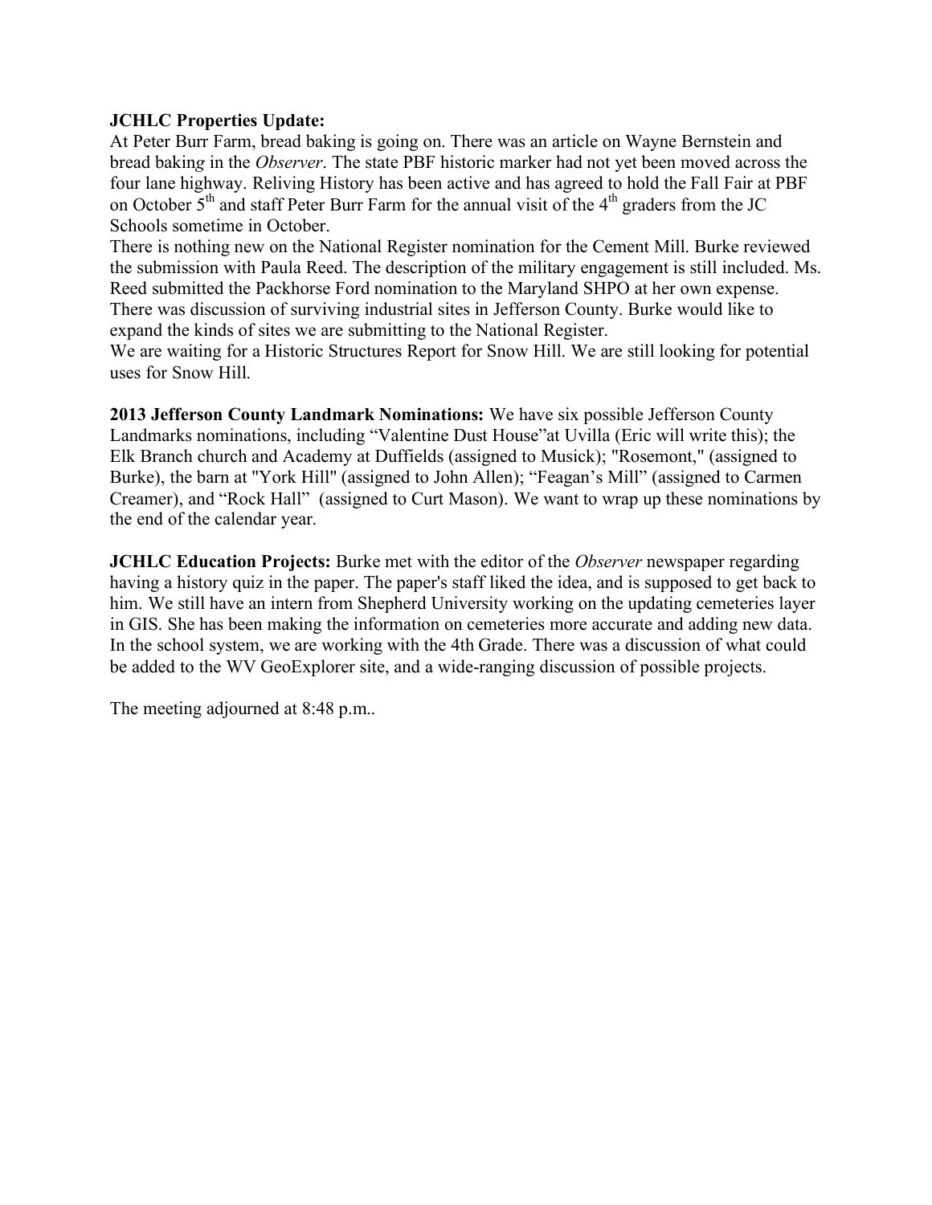**JCHLC Properties Update:**
At Peter Burr Farm, bread baking is going on. There was an article on Wayne Bernstein and bread baking in the *Observer*. The state PBF historic marker had not yet been moved across the four lane highway. Reliving History has been active and has agreed to hold the Fall Fair at PBF on October 5th and staff Peter Burr Farm for the annual visit of the 4th graders from the JC Schools sometime in October.
There is nothing new on the National Register nomination for the Cement Mill. Burke reviewed the submission with Paula Reed. The description of the military engagement is still included. Ms. Reed submitted the Packhorse Ford nomination to the Maryland SHPO at her own expense. There was discussion of surviving industrial sites in Jefferson County. Burke would like to expand the kinds of sites we are submitting to the National Register.
We are waiting for a Historic Structures Report for Snow Hill. We are still looking for potential uses for Snow Hill.

**2013 Jefferson County Landmark Nominations:** We have six possible Jefferson County Landmarks nominations, including "Valentine Dust House"at Uvilla (Eric will write this); the Elk Branch church and Academy at Duffields (assigned to Musick); "Rosemont," (assigned to Burke), the barn at "York Hill" (assigned to John Allen); "Feagan's Mill" (assigned to Carmen Creamer), and "Rock Hall" (assigned to Curt Mason). We want to wrap up these nominations by the end of the calendar year.

**JCHLC Education Projects:** Burke met with the editor of the *Observer* newspaper regarding having a history quiz in the paper. The paper's staff liked the idea, and is supposed to get back to him. We still have an intern from Shepherd University working on the updating cemeteries layer in GIS. She has been making the information on cemeteries more accurate and adding new data. In the school system, we are working with the 4th Grade. There was a discussion of what could be added to the WV GeoExplorer site, and a wide-ranging discussion of possible projects.

The meeting adjourned at 8:48 p.m..